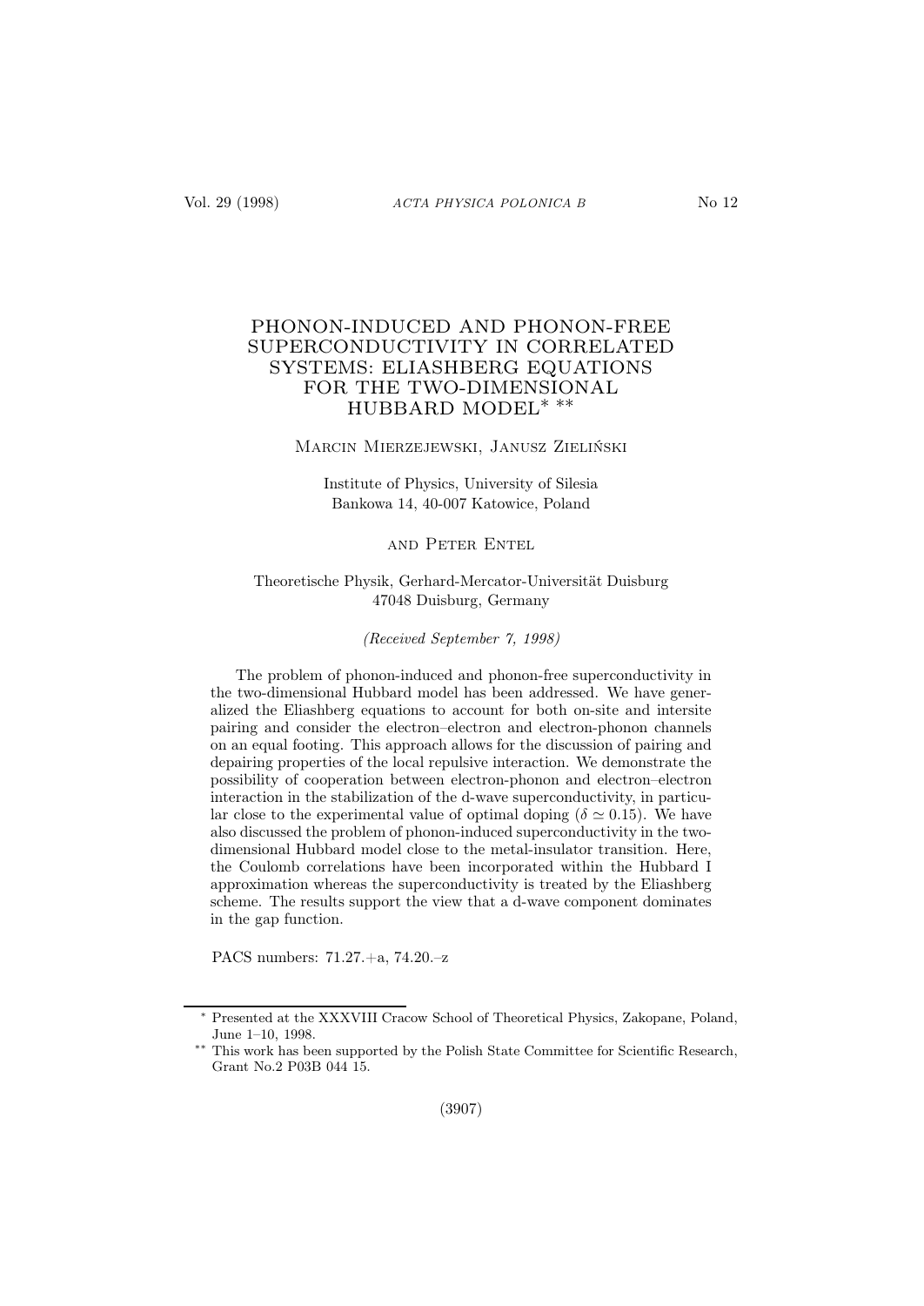# PHONON-INDUCED AND PHONON-FREE SUPERCONDUCTIVITY IN CORRELATED SYSTEMS: ELIASHBERG EQUATIONS FOR THE TWO-DIMENSIONAL HUBBARD MODEL[*] [**]

Marcin Mierzejewski, Janusz Zieliński

Institute of Physics, University of Silesia
Bankowa 14, 40-007 Katowice, Poland

and Peter Entel

Theoretische Physik, Gerhard-Mercator-Universität Duisburg
47048 Duisburg, Germany

*(Received September 7, 1998)*

The problem of phonon-induced and phonon-free superconductivity in the two-dimensional Hubbard model has been addressed. We have generalized the Eliashberg equations to account for both on-site and intersite pairing and consider the electron–electron and electron-phonon channels on an equal footing. This approach allows for the discussion of pairing and depairing properties of the local repulsive interaction. We demonstrate the possibility of cooperation between electron-phonon and electron–electron interaction in the stabilization of the d-wave superconductivity, in particular close to the experimental value of optimal doping ($\delta \simeq 0.15$). We have also discussed the problem of phonon-induced superconductivity in the two-dimensional Hubbard model close to the metal-insulator transition. Here, the Coulomb correlations have been incorporated within the Hubbard I approximation whereas the superconductivity is treated by the Eliashberg scheme. The results support the view that a d-wave component dominates in the gap function.

PACS numbers: 71.27.+a, 74.20.–z

---

[*] Presented at the XXXVIII Cracow School of Theoretical Physics, Zakopane, Poland, June 1–10, 1998.

[**] This work has been supported by the Polish State Committee for Scientific Research, Grant No.2 P03B 044 15.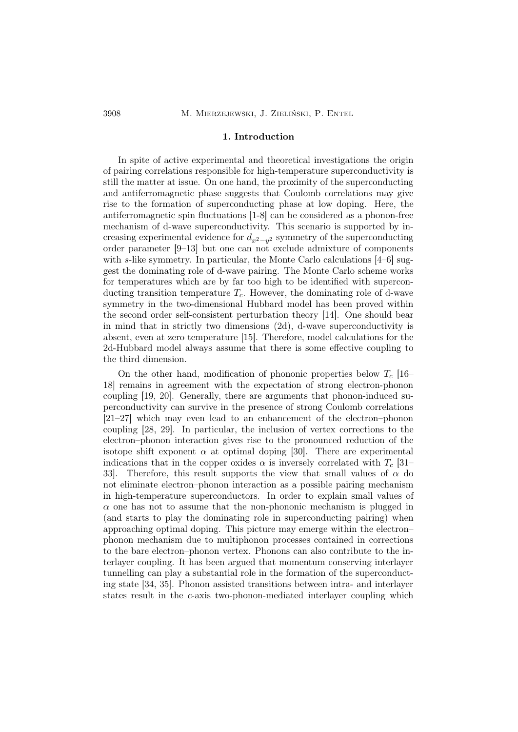## 1. Introduction

In spite of active experimental and theoretical investigations the origin of pairing correlations responsible for high-temperature superconductivity is still the matter at issue. On one hand, the proximity of the superconducting and antiferromagnetic phase suggests that Coulomb correlations may give rise to the formation of superconducting phase at low doping. Here, the antiferromagnetic spin fluctuations [1-8] can be considered as a phonon-free mechanism of d-wave superconductivity. This scenario is supported by increasing experimental evidence for $d_{x^2-y^2}$ symmetry of the superconducting order parameter [9–13] but one can not exclude admixture of components with *s*-like symmetry. In particular, the Monte Carlo calculations [4–6] suggest the dominating role of d-wave pairing. The Monte Carlo scheme works for temperatures which are by far too high to be identified with superconducting transition temperature $T_c$. However, the dominating role of d-wave symmetry in the two-dimensional Hubbard model has been proved within the second order self-consistent perturbation theory [14]. One should bear in mind that in strictly two dimensions (2d), d-wave superconductivity is absent, even at zero temperature [15]. Therefore, model calculations for the 2d-Hubbard model always assume that there is some effective coupling to the third dimension.

On the other hand, modification of phononic properties below $T_c$ [16–18] remains in agreement with the expectation of strong electron-phonon coupling [19, 20]. Generally, there are arguments that phonon-induced superconductivity can survive in the presence of strong Coulomb correlations [21–27] which may even lead to an enhancement of the electron–phonon coupling [28, 29]. In particular, the inclusion of vertex corrections to the electron–phonon interaction gives rise to the pronounced reduction of the isotope shift exponent $\alpha$ at optimal doping [30]. There are experimental indications that in the copper oxides $\alpha$ is inversely correlated with $T_c$ [31–33]. Therefore, this result supports the view that small values of $\alpha$ do not eliminate electron–phonon interaction as a possible pairing mechanism in high-temperature superconductors. In order to explain small values of $\alpha$ one has not to assume that the non-phononic mechanism is plugged in (and starts to play the dominating role in superconducting pairing) when approaching optimal doping. This picture may emerge within the electron–phonon mechanism due to multiphonon processes contained in corrections to the bare electron–phonon vertex. Phonons can also contribute to the interlayer coupling. It has been argued that momentum conserving interlayer tunnelling can play a substantial role in the formation of the superconducting state [34, 35]. Phonon assisted transitions between intra- and interlayer states result in the *c*-axis two-phonon-mediated interlayer coupling which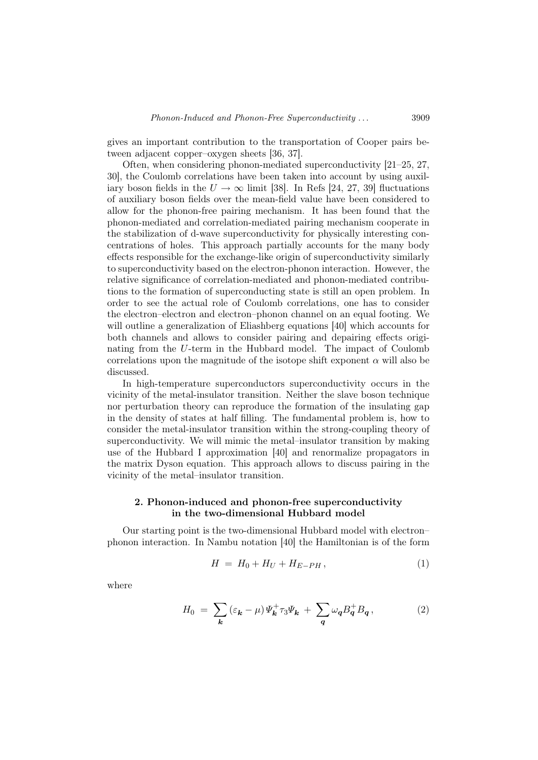gives an important contribution to the transportation of Cooper pairs between adjacent copper–oxygen sheets [36, 37].

Often, when considering phonon-mediated superconductivity [21–25, 27, 30], the Coulomb correlations have been taken into account by using auxiliary boson fields in the $U \to \infty$ limit [38]. In Refs [24, 27, 39] fluctuations of auxiliary boson fields over the mean-field value have been considered to allow for the phonon-free pairing mechanism. It has been found that the phonon-mediated and correlation-mediated pairing mechanism cooperate in the stabilization of d-wave superconductivity for physically interesting concentrations of holes. This approach partially accounts for the many body effects responsible for the exchange-like origin of superconductivity similarly to superconductivity based on the electron-phonon interaction. However, the relative significance of correlation-mediated and phonon-mediated contributions to the formation of superconducting state is still an open problem. In order to see the actual role of Coulomb correlations, one has to consider the electron–electron and electron–phonon channel on an equal footing. We will outline a generalization of Eliashberg equations [40] which accounts for both channels and allows to consider pairing and depairing effects originating from the $U$-term in the Hubbard model. The impact of Coulomb correlations upon the magnitude of the isotope shift exponent $\alpha$ will also be discussed.

In high-temperature superconductors superconductivity occurs in the vicinity of the metal-insulator transition. Neither the slave boson technique nor perturbation theory can reproduce the formation of the insulating gap in the density of states at half filling. The fundamental problem is, how to consider the metal-insulator transition within the strong-coupling theory of superconductivity. We will mimic the metal–insulator transition by making use of the Hubbard I approximation [40] and renormalize propagators in the matrix Dyson equation. This approach allows to discuss pairing in the vicinity of the metal–insulator transition.

## 2. Phonon-induced and phonon-free superconductivity in the two-dimensional Hubbard model

Our starting point is the two-dimensional Hubbard model with electron–phonon interaction. In Nambu notation [40] the Hamiltonian is of the form

$$H \;=\; H_0 + H_U + H_{E-PH}\,, \tag{1}$$

where

$$H_0 \;=\; \sum_{\boldsymbol{k}} \left(\varepsilon_{\boldsymbol{k}} - \mu\right) \Psi_{\boldsymbol{k}}^{+} \tau_3 \Psi_{\boldsymbol{k}} \;+\; \sum_{\boldsymbol{q}} \omega_{\boldsymbol{q}} B_{\boldsymbol{q}}^{+} B_{\boldsymbol{q}}\,, \tag{2}$$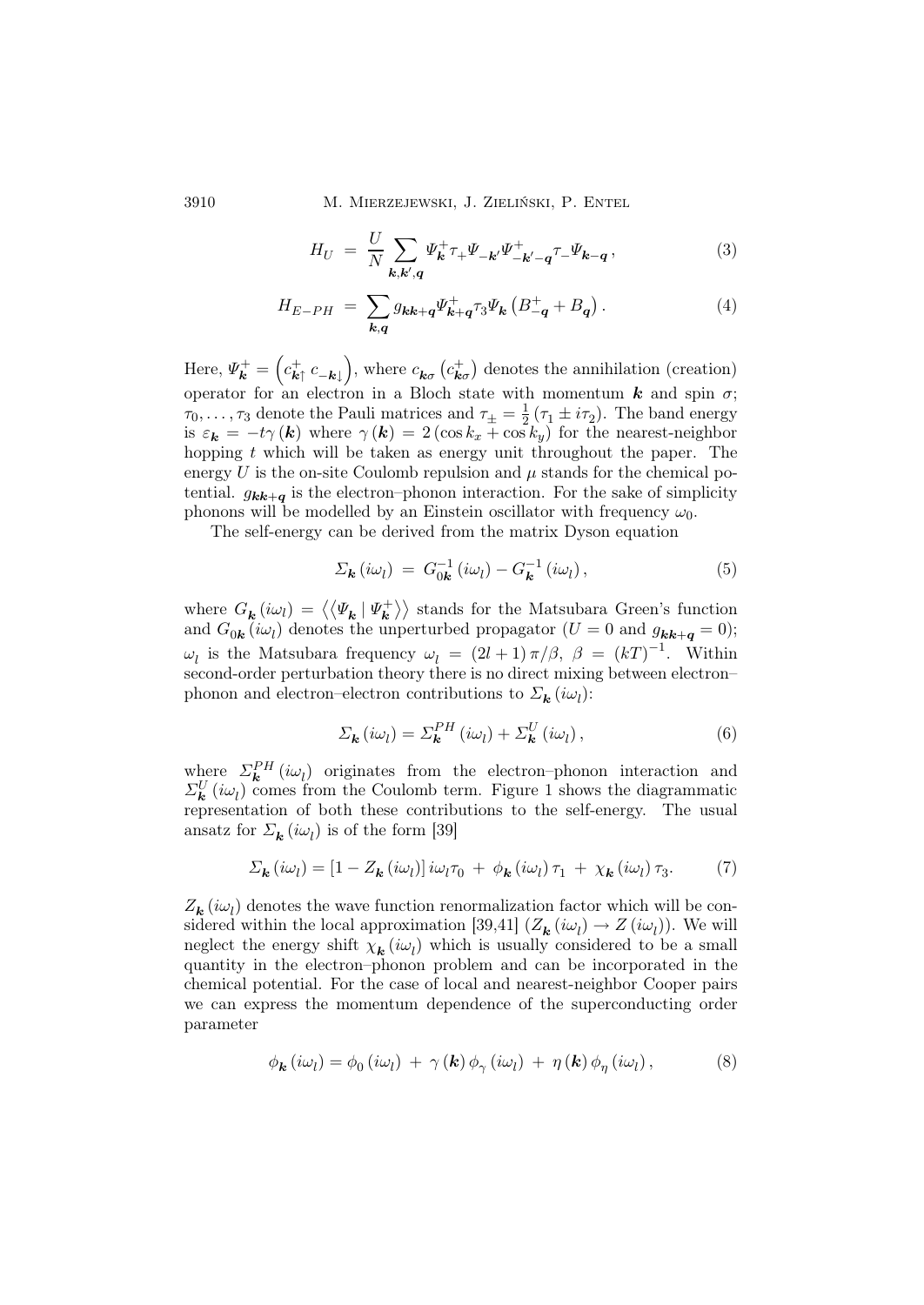$$H_U = \frac{U}{N} \sum_{\boldsymbol{k},\boldsymbol{k}',\boldsymbol{q}} \Psi^+_{\boldsymbol{k}} \tau_+ \Psi_{-\boldsymbol{k}'} \Psi^+_{-\boldsymbol{k}'-\boldsymbol{q}} \tau_- \Psi_{\boldsymbol{k}-\boldsymbol{q}} \,, \tag{3}$$

$$H_{E-PH} = \sum_{\boldsymbol{k},\boldsymbol{q}} g_{\boldsymbol{k}\boldsymbol{k}+\boldsymbol{q}} \Psi^+_{\boldsymbol{k}+\boldsymbol{q}} \tau_3 \Psi_{\boldsymbol{k}} \left( B^+_{-\boldsymbol{q}} + B_{\boldsymbol{q}} \right). \tag{4}$$

Here, $\Psi^+_{\boldsymbol{k}} = \left( c^+_{\boldsymbol{k}\uparrow} \; c_{-\boldsymbol{k}\downarrow} \right)$, where $c_{\boldsymbol{k}\sigma} \left( c^+_{\boldsymbol{k}\sigma} \right)$ denotes the annihilation (creation) operator for an electron in a Bloch state with momentum $\boldsymbol{k}$ and spin $\sigma$; $\tau_0, \ldots, \tau_3$ denote the Pauli matrices and $\tau_\pm = \frac{1}{2} \left( \tau_1 \pm i\tau_2 \right)$. The band energy is $\varepsilon_{\boldsymbol{k}} = -t\gamma\left(\boldsymbol{k}\right)$ where $\gamma\left(\boldsymbol{k}\right) = 2\left(\cos k_x + \cos k_y\right)$ for the nearest-neighbor hopping $t$ which will be taken as energy unit throughout the paper. The energy $U$ is the on-site Coulomb repulsion and $\mu$ stands for the chemical potential. $g_{\boldsymbol{k}\boldsymbol{k}+\boldsymbol{q}}$ is the electron–phonon interaction. For the sake of simplicity phonons will be modelled by an Einstein oscillator with frequency $\omega_0$.

The self-energy can be derived from the matrix Dyson equation

$$\Sigma_{\boldsymbol{k}}\left(i\omega_l\right) = G^{-1}_{0\boldsymbol{k}}\left(i\omega_l\right) - G^{-1}_{\boldsymbol{k}}\left(i\omega_l\right), \tag{5}$$

where $G_{\boldsymbol{k}}\left(i\omega_l\right) = \left\langle \left\langle \Psi_{\boldsymbol{k}} \mid \Psi^+_{\boldsymbol{k}} \right\rangle \right\rangle$ stands for the Matsubara Green's function and $G_{0\boldsymbol{k}}\left(i\omega_l\right)$ denotes the unperturbed propagator ($U = 0$ and $g_{\boldsymbol{k}\boldsymbol{k}+\boldsymbol{q}} = 0$); $\omega_l$ is the Matsubara frequency $\omega_l = \left(2l+1\right)\pi/\beta$, $\beta = \left(kT\right)^{-1}$. Within second-order perturbation theory there is no direct mixing between electron–phonon and electron–electron contributions to $\Sigma_{\boldsymbol{k}}\left(i\omega_l\right)$:

$$\Sigma_{\boldsymbol{k}}\left(i\omega_l\right) = \Sigma^{PH}_{\boldsymbol{k}}\left(i\omega_l\right) + \Sigma^{U}_{\boldsymbol{k}}\left(i\omega_l\right), \tag{6}$$

where $\Sigma^{PH}_{\boldsymbol{k}}\left(i\omega_l\right)$ originates from the electron–phonon interaction and $\Sigma^{U}_{\boldsymbol{k}}\left(i\omega_l\right)$ comes from the Coulomb term. Figure 1 shows the diagrammatic representation of both these contributions to the self-energy. The usual ansatz for $\Sigma_{\boldsymbol{k}}\left(i\omega_l\right)$ is of the form [39]

$$\Sigma_{\boldsymbol{k}}\left(i\omega_l\right) = \left[1 - Z_{\boldsymbol{k}}\left(i\omega_l\right)\right] i\omega_l \tau_0 \;+\; \phi_{\boldsymbol{k}}\left(i\omega_l\right)\tau_1 \;+\; \chi_{\boldsymbol{k}}\left(i\omega_l\right)\tau_3. \tag{7}$$

$Z_{\boldsymbol{k}}\left(i\omega_l\right)$ denotes the wave function renormalization factor which will be considered within the local approximation [39,41] ($Z_{\boldsymbol{k}}\left(i\omega_l\right) \to Z\left(i\omega_l\right)$). We will neglect the energy shift $\chi_{\boldsymbol{k}}\left(i\omega_l\right)$ which is usually considered to be a small quantity in the electron–phonon problem and can be incorporated in the chemical potential. For the case of local and nearest-neighbor Cooper pairs we can express the momentum dependence of the superconducting order parameter

$$\phi_{\boldsymbol{k}}\left(i\omega_l\right) = \phi_0\left(i\omega_l\right) \;+\; \gamma\left(\boldsymbol{k}\right)\phi_\gamma\left(i\omega_l\right) \;+\; \eta\left(\boldsymbol{k}\right)\phi_\eta\left(i\omega_l\right), \tag{8}$$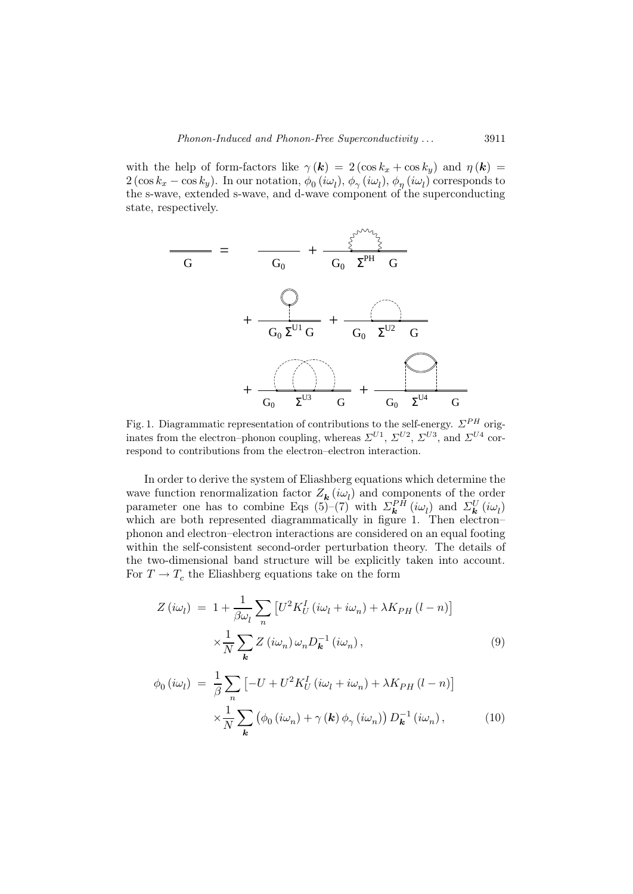with the help of form-factors like $\gamma(\boldsymbol{k}) = 2(\cos k_x + \cos k_y)$ and $\eta(\boldsymbol{k}) = 2(\cos k_x - \cos k_y)$. In our notation, $\phi_0(i\omega_l)$, $\phi_\gamma(i\omega_l)$, $\phi_\eta(i\omega_l)$ corresponds to the s-wave, extended s-wave, and d-wave component of the superconducting state, respectively.

Fig. 1. Diagrammatic representation of contributions to the self-energy. $\Sigma^{PH}$ originates from the electron–phonon coupling, whereas $\Sigma^{U1}$, $\Sigma^{U2}$, $\Sigma^{U3}$, and $\Sigma^{U4}$ correspond to contributions from the electron–electron interaction.

In order to derive the system of Eliashberg equations which determine the wave function renormalization factor $Z_{\boldsymbol{k}}(i\omega_l)$ and components of the order parameter one has to combine Eqs (5)–(7) with $\Sigma^{PH}_{\boldsymbol{k}}(i\omega_l)$ and $\Sigma^{U}_{\boldsymbol{k}}(i\omega_l)$ which are both represented diagrammatically in figure 1. Then electron–phonon and electron–electron interactions are considered on an equal footing within the self-consistent second-order perturbation theory. The details of the two-dimensional band structure will be explicitly taken into account. For $T \to T_c$ the Eliashberg equations take on the form

$$Z(i\omega_l) = 1 + \frac{1}{\beta\omega_l}\sum_n \left[U^2 K_U^I(i\omega_l + i\omega_n) + \lambda K_{PH}(l-n)\right] \times \frac{1}{N}\sum_{\boldsymbol{k}} Z(i\omega_n)\,\omega_n D_{\boldsymbol{k}}^{-1}(i\omega_n), \tag{9}$$

$$\phi_0(i\omega_l) = \frac{1}{\beta}\sum_n \left[-U + U^2 K_U^I(i\omega_l + i\omega_n) + \lambda K_{PH}(l-n)\right] \times \frac{1}{N}\sum_{\boldsymbol{k}} \left(\phi_0(i\omega_n) + \gamma(\boldsymbol{k})\,\phi_\gamma(i\omega_n)\right) D_{\boldsymbol{k}}^{-1}(i\omega_n), \tag{10}$$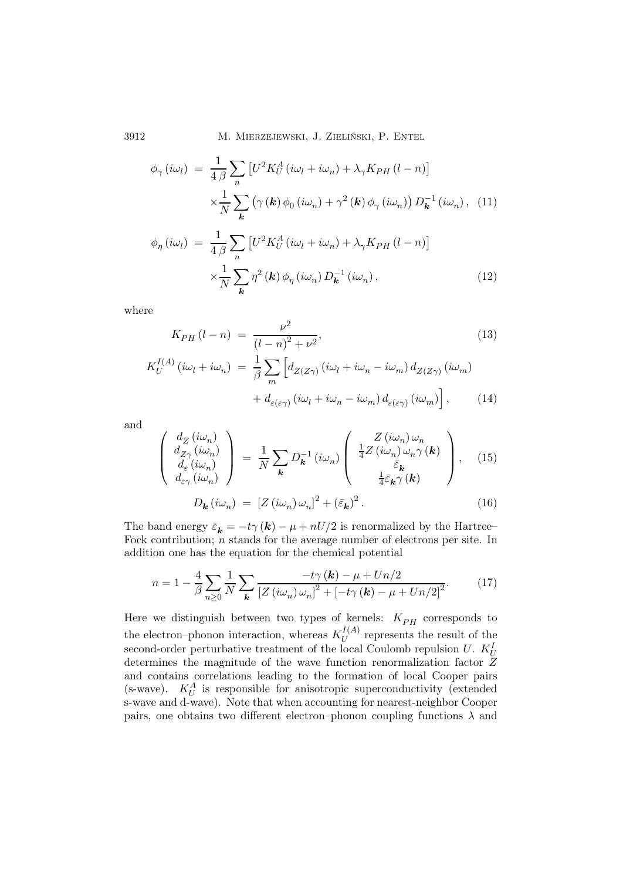$$
\begin{aligned}
\phi_\gamma(i\omega_l) &= \frac{1}{4\,\beta}\sum_n \left[U^2 K_U^A(i\omega_l+i\omega_n)+\lambda_\gamma K_{PH}(l-n)\right] \\
&\quad\times\frac{1}{N}\sum_{\boldsymbol{k}}\left(\gamma(\boldsymbol{k})\,\phi_0(i\omega_n)+\gamma^2(\boldsymbol{k})\,\phi_\gamma(i\omega_n)\right)D_{\boldsymbol{k}}^{-1}(i\omega_n)\,, \quad (11)
\end{aligned}
$$

$$
\begin{aligned}
\phi_\eta(i\omega_l) &= \frac{1}{4\,\beta}\sum_n \left[U^2 K_U^A(i\omega_l+i\omega_n)+\lambda_\gamma K_{PH}(l-n)\right] \\
&\quad\times\frac{1}{N}\sum_{\boldsymbol{k}}\eta^2(\boldsymbol{k})\,\phi_\eta(i\omega_n)\,D_{\boldsymbol{k}}^{-1}(i\omega_n)\,, \quad (12)
\end{aligned}
$$

where

$$
K_{PH}(l-n) = \frac{\nu^2}{(l-n)^2+\nu^2}, \quad (13)
$$

$$
\begin{aligned}
K_U^{I(A)}(i\omega_l+i\omega_n) &= \frac{1}{\beta}\sum_m \Big[d_{Z(Z\gamma)}(i\omega_l+i\omega_n-i\omega_m)\,d_{Z(Z\gamma)}(i\omega_m) \\
&\quad + d_{\varepsilon(\varepsilon\gamma)}(i\omega_l+i\omega_n-i\omega_m)\,d_{\varepsilon(\varepsilon\gamma)}(i\omega_m)\Big]\,, \quad (14)
\end{aligned}
$$

and

$$
\begin{pmatrix} d_Z(i\omega_n) \\ d_{Z\gamma}(i\omega_n) \\ d_\varepsilon(i\omega_n) \\ d_{\varepsilon\gamma}(i\omega_n) \end{pmatrix} = \frac{1}{N}\sum_{\boldsymbol{k}} D_{\boldsymbol{k}}^{-1}(i\omega_n) \begin{pmatrix} Z(i\omega_n)\,\omega_n \\ \frac{1}{4}Z(i\omega_n)\,\omega_n\,\gamma(\boldsymbol{k}) \\ \bar{\varepsilon}_{\boldsymbol{k}} \\ \frac{1}{4}\bar{\varepsilon}_{\boldsymbol{k}}\gamma(\boldsymbol{k}) \end{pmatrix}, \quad (15)
$$

$$
D_{\boldsymbol{k}}(i\omega_n) = \left[Z(i\omega_n)\,\omega_n\right]^2 + \left(\bar{\varepsilon}_{\boldsymbol{k}}\right)^2. \quad (16)
$$

The band energy $\bar{\varepsilon}_{\boldsymbol{k}} = -t\gamma(\boldsymbol{k}) - \mu + nU/2$ is renormalized by the Hartree–Fock contribution; $n$ stands for the average number of electrons per site. In addition one has the equation for the chemical potential

$$
n = 1 - \frac{4}{\beta}\sum_{n\geq 0}\frac{1}{N}\sum_{\boldsymbol{k}}\frac{-t\gamma(\boldsymbol{k})-\mu+Un/2}{\left[Z(i\omega_n)\,\omega_n\right]^2+\left[-t\gamma(\boldsymbol{k})-\mu+Un/2\right]^2}. \quad (17)
$$

Here we distinguish between two types of kernels: $K_{PH}$ corresponds to the electron–phonon interaction, whereas $K_U^{I(A)}$ represents the result of the second-order perturbative treatment of the local Coulomb repulsion $U$. $K_U^I$ determines the magnitude of the wave function renormalization factor $Z$ and contains correlations leading to the formation of local Cooper pairs (s-wave). $K_U^A$ is responsible for anisotropic superconductivity (extended s-wave and d-wave). Note that when accounting for nearest-neighbor Cooper pairs, one obtains two different electron–phonon coupling functions $\lambda$ and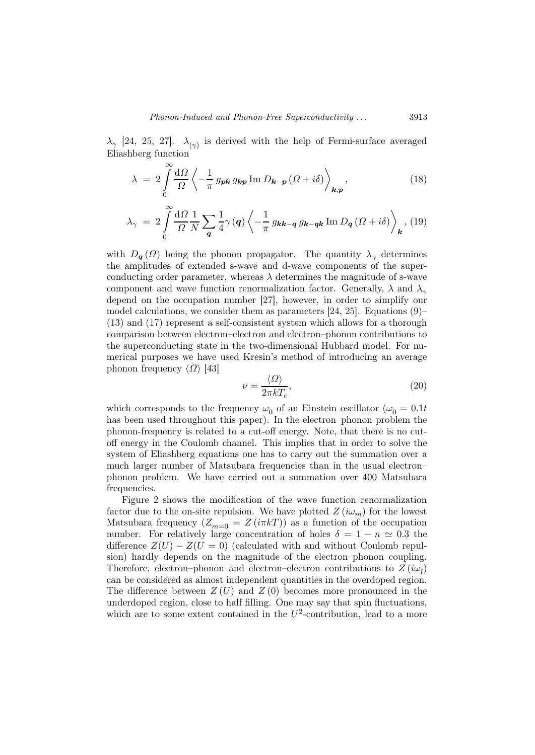$\lambda_\gamma$ [24, 25, 27]. $\lambda_{(\gamma)}$ is derived with the help of Fermi-surface averaged Eliashberg function

$$\lambda \;=\; 2\int\limits_0^\infty \frac{\mathrm{d}\Omega}{\Omega}\left\langle -\frac{1}{\pi}\, g_{\boldsymbol{pk}}\, g_{\boldsymbol{kp}}\,\mathrm{Im}\, D_{\boldsymbol{k}-\boldsymbol{p}}\left(\Omega + i\delta\right)\right\rangle_{\boldsymbol{k},\boldsymbol{p}}, \tag{18}$$

$$\lambda_\gamma \;=\; 2\int\limits_0^\infty \frac{\mathrm{d}\Omega}{\Omega}\frac{1}{N}\sum_{\boldsymbol{q}}\frac{1}{4}\gamma\left(\boldsymbol{q}\right)\left\langle -\frac{1}{\pi}\, g_{\boldsymbol{kk}-\boldsymbol{q}}\, g_{\boldsymbol{k}-\boldsymbol{qk}}\,\mathrm{Im}\, D_{\boldsymbol{q}}\left(\Omega + i\delta\right)\right\rangle_{\boldsymbol{k}}, \tag{19}$$

with $D_{\boldsymbol{q}}\left(\Omega\right)$ being the phonon propagator. The quantity $\lambda_\gamma$ determines the amplitudes of extended s-wave and d-wave components of the superconducting order parameter, whereas $\lambda$ determines the magnitude of s-wave component and wave function renormalization factor. Generally, $\lambda$ and $\lambda_\gamma$ depend on the occupation number [27], however, in order to simplify our model calculations, we consider them as parameters [24, 25]. Equations (9)–(13) and (17) represent a self-consistent system which allows for a thorough comparison between electron–electron and electron–phonon contributions to the superconducting state in the two-dimensional Hubbard model. For numerical purposes we have used Kresin's method of introducing an average phonon frequency $\langle\Omega\rangle$ [43]

$$\nu = \frac{\langle\Omega\rangle}{2\pi kT_c}, \tag{20}$$

which corresponds to the frequency $\omega_0$ of an Einstein oscillator ($\omega_0 = 0.1t$ has been used throughout this paper). In the electron–phonon problem the phonon-frequency is related to a cut-off energy. Note, that there is no cut-off energy in the Coulomb channel. This implies that in order to solve the system of Eliashberg equations one has to carry out the summation over a much larger number of Matsubara frequencies than in the usual electron–phonon problem. We have carried out a summation over 400 Matsubara frequencies.

Figure 2 shows the modification of the wave function renormalization factor due to the on-site repulsion. We have plotted $Z\left(i\omega_m\right)$ for the lowest Matsubara frequency ($Z_{m=0} = Z\left(i\pi kT\right)$) as a function of the occupation number. For relatively large concentration of holes $\delta = 1 - n \simeq 0.3$ the difference $Z(U) - Z(U=0)$ (calculated with and without Coulomb repulsion) hardly depends on the magnitude of the electron–phonon coupling. Therefore, electron–phonon and electron–electron contributions to $Z\left(i\omega_l\right)$ can be considered as almost independent quantities in the overdoped region. The difference between $Z\left(U\right)$ and $Z\left(0\right)$ becomes more pronounced in the underdoped region, close to half filling. One may say that spin fluctuations, which are to some extent contained in the $U^2$-contribution, lead to a more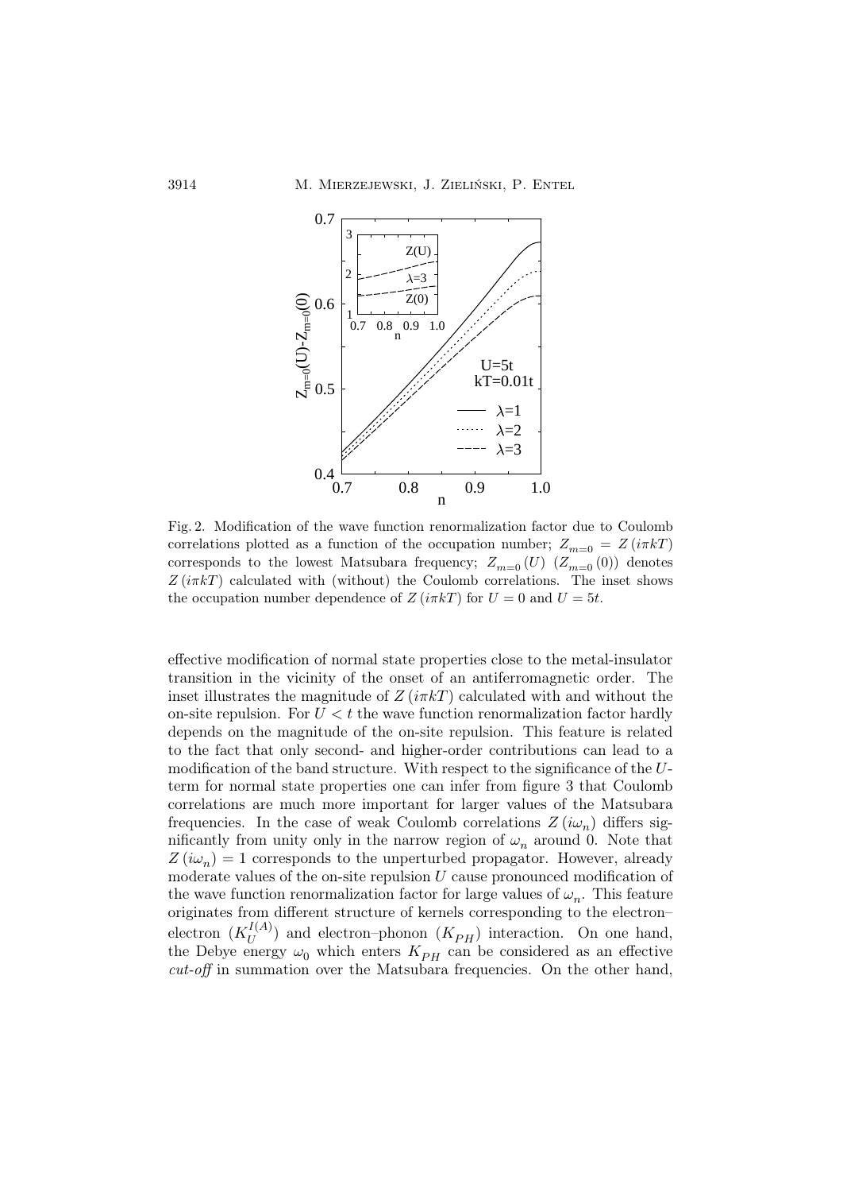Fig. 2. Modification of the wave function renormalization factor due to Coulomb correlations plotted as a function of the occupation number; $Z_{m=0} = Z(i\pi kT)$ corresponds to the lowest Matsubara frequency; $Z_{m=0}(U)$ ($Z_{m=0}(0)$) denotes $Z(i\pi kT)$ calculated with (without) the Coulomb correlations. The inset shows the occupation number dependence of $Z(i\pi kT)$ for $U = 0$ and $U = 5t$.

effective modification of normal state properties close to the metal-insulator transition in the vicinity of the onset of an antiferromagnetic order. The inset illustrates the magnitude of $Z(i\pi kT)$ calculated with and without the on-site repulsion. For $U < t$ the wave function renormalization factor hardly depends on the magnitude of the on-site repulsion. This feature is related to the fact that only second- and higher-order contributions can lead to a modification of the band structure. With respect to the significance of the $U$-term for normal state properties one can infer from figure 3 that Coulomb correlations are much more important for larger values of the Matsubara frequencies. In the case of weak Coulomb correlations $Z(i\omega_n)$ differs significantly from unity only in the narrow region of $\omega_n$ around 0. Note that $Z(i\omega_n) = 1$ corresponds to the unperturbed propagator. However, already moderate values of the on-site repulsion $U$ cause pronounced modification of the wave function renormalization factor for large values of $\omega_n$. This feature originates from different structure of kernels corresponding to the electron–electron ($K_U^{I(A)}$) and electron–phonon ($K_{PH}$) interaction. On one hand, the Debye energy $\omega_0$ which enters $K_{PH}$ can be considered as an effective *cut-off* in summation over the Matsubara frequencies. On the other hand,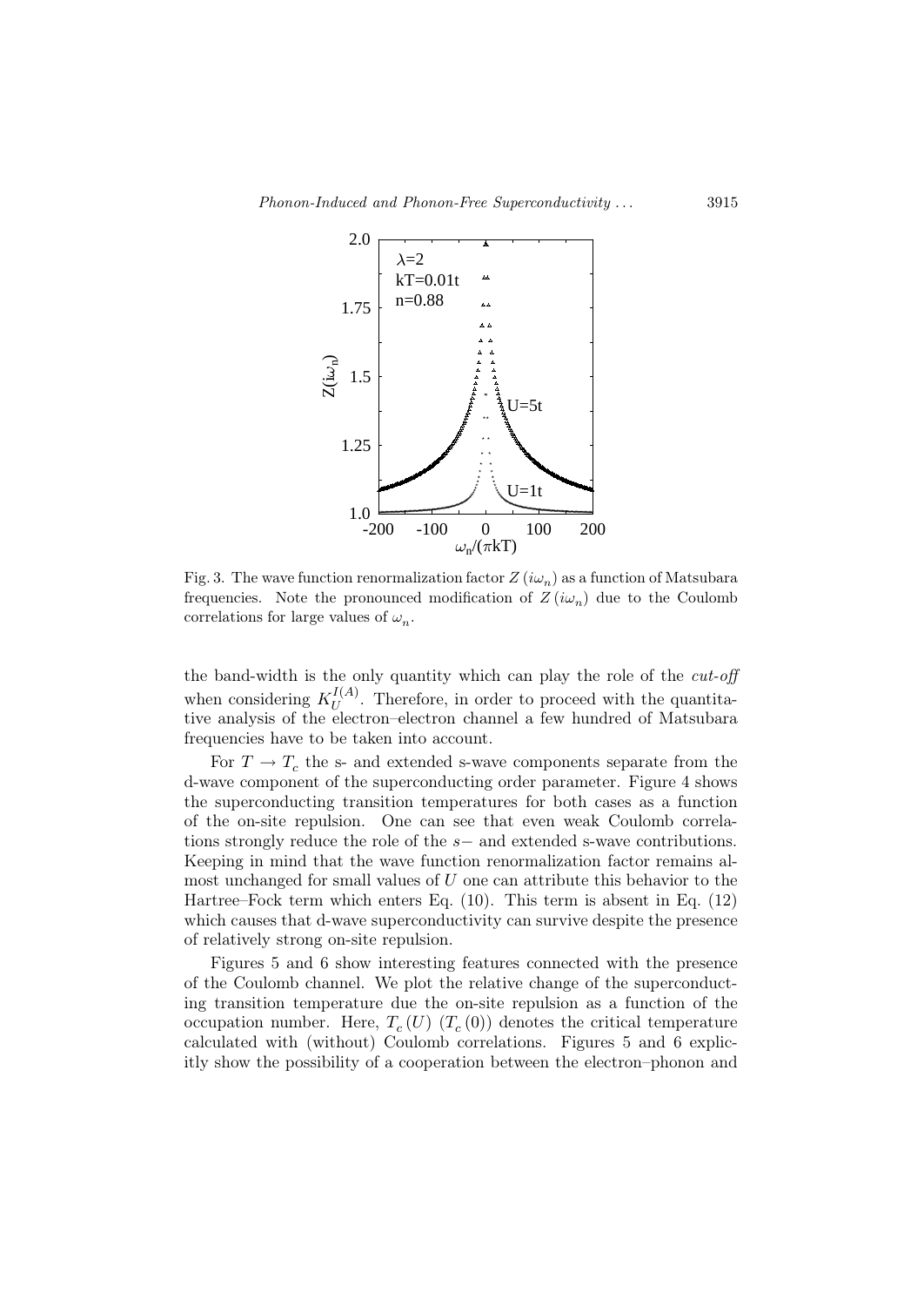Fig. 3. The wave function renormalization factor $Z(i\omega_n)$ as a function of Matsubara frequencies. Note the pronounced modification of $Z(i\omega_n)$ due to the Coulomb correlations for large values of $\omega_n$.

the band-width is the only quantity which can play the role of the *cut-off* when considering $K_U^{I(A)}$. Therefore, in order to proceed with the quantitative analysis of the electron–electron channel a few hundred of Matsubara frequencies have to be taken into account.

For $T \rightarrow T_c$ the s- and extended s-wave components separate from the d-wave component of the superconducting order parameter. Figure 4 shows the superconducting transition temperatures for both cases as a function of the on-site repulsion. One can see that even weak Coulomb correlations strongly reduce the role of the $s-$ and extended s-wave contributions. Keeping in mind that the wave function renormalization factor remains almost unchanged for small values of $U$ one can attribute this behavior to the Hartree–Fock term which enters Eq. (10). This term is absent in Eq. (12) which causes that d-wave superconductivity can survive despite the presence of relatively strong on-site repulsion.

Figures 5 and 6 show interesting features connected with the presence of the Coulomb channel. We plot the relative change of the superconducting transition temperature due the on-site repulsion as a function of the occupation number. Here, $T_c(U)$ ($T_c(0)$) denotes the critical temperature calculated with (without) Coulomb correlations. Figures 5 and 6 explicitly show the possibility of a cooperation between the electron–phonon and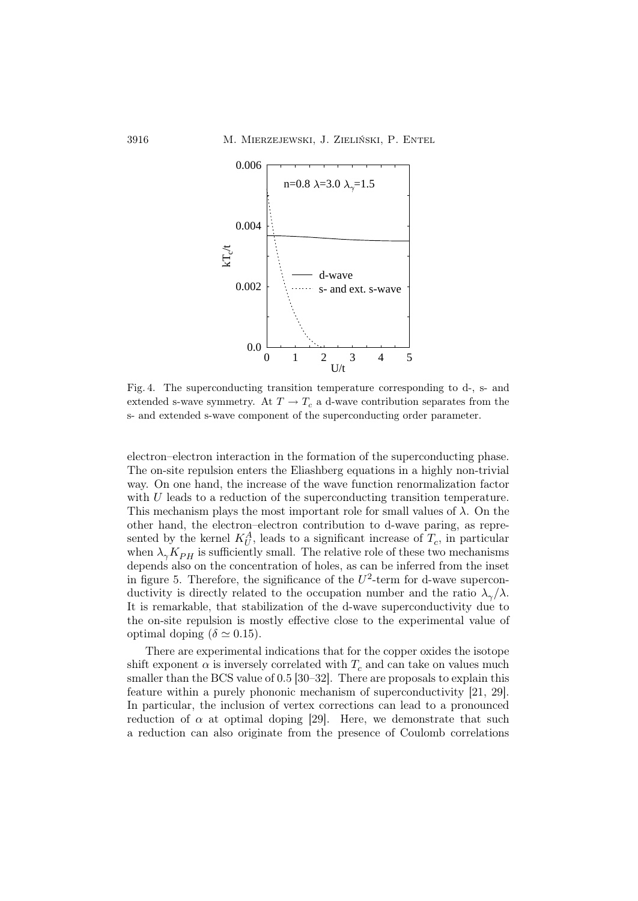Fig. 4. The superconducting transition temperature corresponding to d-, s- and extended s-wave symmetry. At $T \to T_c$ a d-wave contribution separates from the s- and extended s-wave component of the superconducting order parameter.

electron–electron interaction in the formation of the superconducting phase. The on-site repulsion enters the Eliashberg equations in a highly non-trivial way. On one hand, the increase of the wave function renormalization factor with $U$ leads to a reduction of the superconducting transition temperature. This mechanism plays the most important role for small values of $\lambda$. On the other hand, the electron–electron contribution to d-wave paring, as represented by the kernel $K_U^A$, leads to a significant increase of $T_c$, in particular when $\lambda_\gamma K_{PH}$ is sufficiently small. The relative role of these two mechanisms depends also on the concentration of holes, as can be inferred from the inset in figure 5. Therefore, the significance of the $U^2$-term for d-wave superconductivity is directly related to the occupation number and the ratio $\lambda_\gamma/\lambda$. It is remarkable, that stabilization of the d-wave superconductivity due to the on-site repulsion is mostly effective close to the experimental value of optimal doping ($\delta \simeq 0.15$).

There are experimental indications that for the copper oxides the isotope shift exponent $\alpha$ is inversely correlated with $T_c$ and can take on values much smaller than the BCS value of 0.5 [30–32]. There are proposals to explain this feature within a purely phononic mechanism of superconductivity [21, 29]. In particular, the inclusion of vertex corrections can lead to a pronounced reduction of $\alpha$ at optimal doping [29]. Here, we demonstrate that such a reduction can also originate from the presence of Coulomb correlations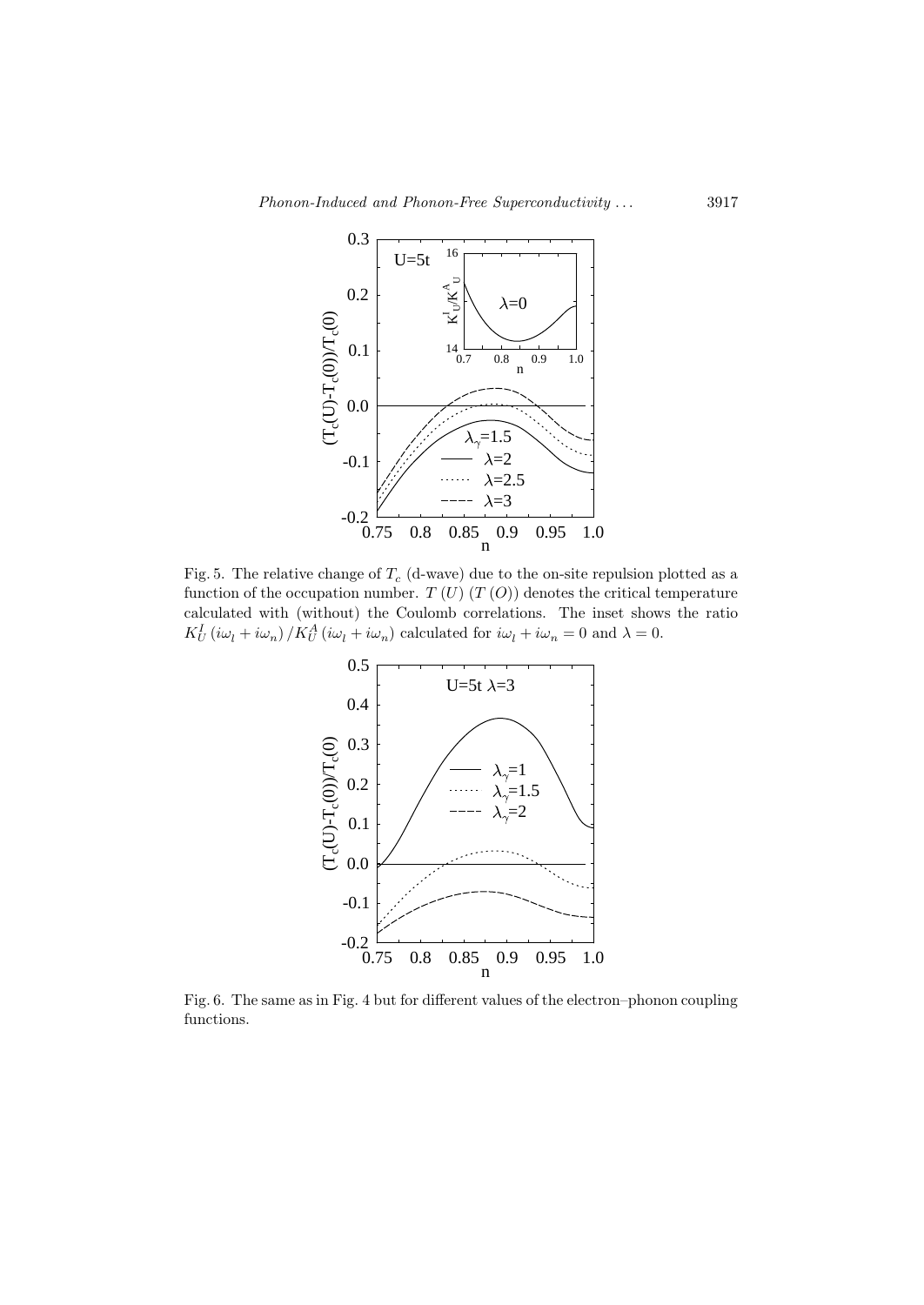Fig. 5. The relative change of $T_c$ (d-wave) due to the on-site repulsion plotted as a function of the occupation number. $T\,(U)$ $(T\,(O))$ denotes the critical temperature calculated with (without) the Coulomb correlations. The inset shows the ratio $K_U^I\,(i\omega_l + i\omega_n)\,/K_U^A\,(i\omega_l + i\omega_n)$ calculated for $i\omega_l + i\omega_n = 0$ and $\lambda = 0$.

Fig. 6. The same as in Fig. 4 but for different values of the electron–phonon coupling functions.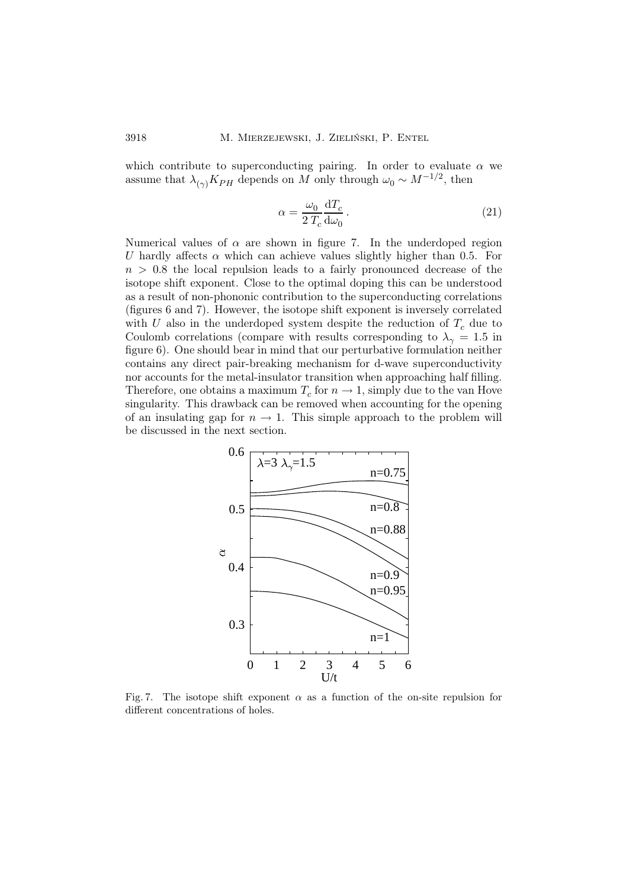which contribute to superconducting pairing. In order to evaluate $\alpha$ we assume that $\lambda_{(\gamma)} K_{PH}$ depends on $M$ only through $\omega_0 \sim M^{-1/2}$, then

$$\alpha = \frac{\omega_0}{2\,T_c}\frac{\mathrm{d}T_c}{\mathrm{d}\omega_0}\,. \tag{21}$$

Numerical values of $\alpha$ are shown in figure 7. In the underdoped region $U$ hardly affects $\alpha$ which can achieve values slightly higher than 0.5. For $n > 0.8$ the local repulsion leads to a fairly pronounced decrease of the isotope shift exponent. Close to the optimal doping this can be understood as a result of non-phononic contribution to the superconducting correlations (figures 6 and 7). However, the isotope shift exponent is inversely correlated with $U$ also in the underdoped system despite the reduction of $T_c$ due to Coulomb correlations (compare with results corresponding to $\lambda_\gamma = 1.5$ in figure 6). One should bear in mind that our perturbative formulation neither contains any direct pair-breaking mechanism for d-wave superconductivity nor accounts for the metal-insulator transition when approaching half filling. Therefore, one obtains a maximum $T_c$ for $n \to 1$, simply due to the van Hove singularity. This drawback can be removed when accounting for the opening of an insulating gap for $n \to 1$. This simple approach to the problem will be discussed in the next section.

Fig. 7. The isotope shift exponent $\alpha$ as a function of the on-site repulsion for different concentrations of holes.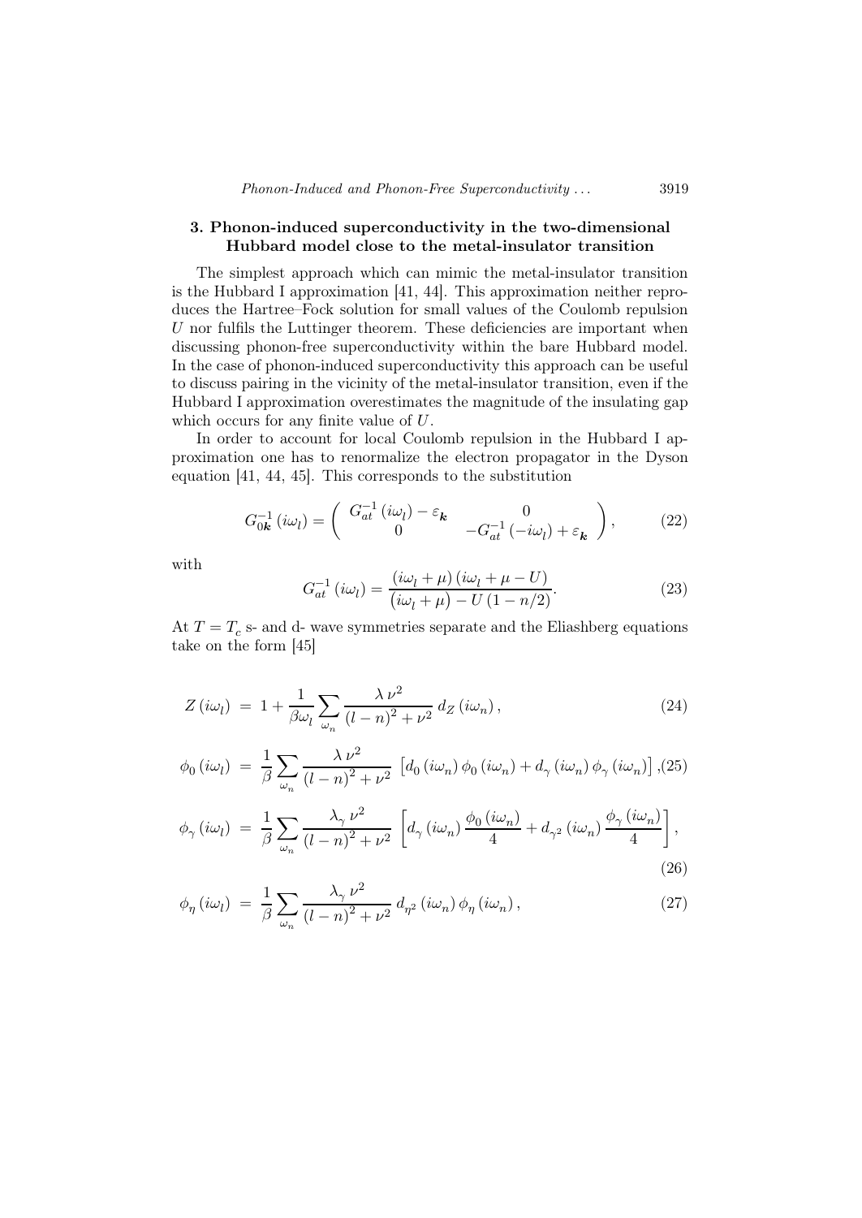## 3. Phonon-induced superconductivity in the two-dimensional Hubbard model close to the metal-insulator transition

The simplest approach which can mimic the metal-insulator transition is the Hubbard I approximation [41, 44]. This approximation neither reproduces the Hartree–Fock solution for small values of the Coulomb repulsion $U$ nor fulfils the Luttinger theorem. These deficiencies are important when discussing phonon-free superconductivity within the bare Hubbard model. In the case of phonon-induced superconductivity this approach can be useful to discuss pairing in the vicinity of the metal-insulator transition, even if the Hubbard I approximation overestimates the magnitude of the insulating gap which occurs for any finite value of $U$.

In order to account for local Coulomb repulsion in the Hubbard I approximation one has to renormalize the electron propagator in the Dyson equation [41, 44, 45]. This corresponds to the substitution

$$G_{0\boldsymbol{k}}^{-1}(i\omega_l) = \begin{pmatrix} G_{at}^{-1}(i\omega_l) - \varepsilon_{\boldsymbol{k}} & 0 \\ 0 & -G_{at}^{-1}(-i\omega_l) + \varepsilon_{\boldsymbol{k}} \end{pmatrix}, \tag{22}$$

with

$$G_{at}^{-1}(i\omega_l) = \frac{(i\omega_l + \mu)(i\omega_l + \mu - U)}{(i\omega_l + \mu) - U(1 - n/2)}. \tag{23}$$

At $T = T_c$ s- and d- wave symmetries separate and the Eliashberg equations take on the form [45]

$$Z(i\omega_l) = 1 + \frac{1}{\beta\omega_l}\sum_{\omega_n}\frac{\lambda\,\nu^2}{(l-n)^2+\nu^2}\,d_Z(i\omega_n), \tag{24}$$

$$\phi_0(i\omega_l) = \frac{1}{\beta}\sum_{\omega_n}\frac{\lambda\,\nu^2}{(l-n)^2+\nu^2}\,\left[d_0(i\omega_n)\,\phi_0(i\omega_n) + d_\gamma(i\omega_n)\,\phi_\gamma(i\omega_n)\right], \tag{25}$$

$$\phi_\gamma(i\omega_l) = \frac{1}{\beta}\sum_{\omega_n}\frac{\lambda_\gamma\,\nu^2}{(l-n)^2+\nu^2}\,\left[d_\gamma(i\omega_n)\,\frac{\phi_0(i\omega_n)}{4} + d_{\gamma^2}(i\omega_n)\,\frac{\phi_\gamma(i\omega_n)}{4}\right], \tag{26}$$

$$\phi_\eta(i\omega_l) = \frac{1}{\beta}\sum_{\omega_n}\frac{\lambda_\gamma\,\nu^2}{(l-n)^2+\nu^2}\,d_{\eta^2}(i\omega_n)\,\phi_\eta(i\omega_n), \tag{27}$$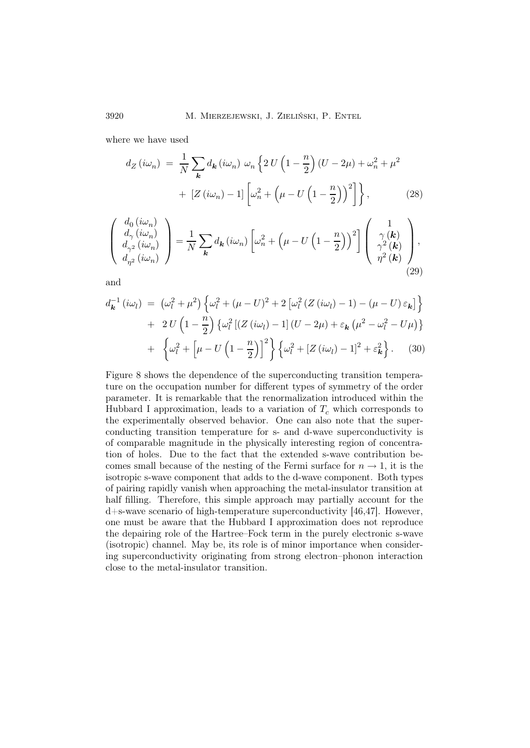where we have used

$$
\begin{aligned}
d_Z\left(i\omega_n\right) \;=\; & \frac{1}{N}\sum_{\boldsymbol{k}} d_{\boldsymbol{k}}\left(i\omega_n\right)\,\omega_n \left\{ 2\,U\left(1-\frac{n}{2}\right)(U-2\mu)+\omega_n^2+\mu^2 \right. \\
& \left. +\;\left[Z\left(i\omega_n\right)-1\right]\left[\omega_n^2+\left(\mu-U\left(1-\frac{n}{2}\right)\right)^2\right]\right\}, \qquad (28)
\end{aligned}
$$

$$
\begin{pmatrix} d_0\left(i\omega_n\right) \\ d_\gamma\left(i\omega_n\right) \\ d_{\gamma^2}\left(i\omega_n\right) \\ d_{\eta^2}\left(i\omega_n\right) \end{pmatrix} = \frac{1}{N}\sum_{\boldsymbol{k}} d_{\boldsymbol{k}}\left(i\omega_n\right)\left[\omega_n^2+\left(\mu-U\left(1-\frac{n}{2}\right)\right)^2\right]\begin{pmatrix} 1 \\ \gamma\left(\boldsymbol{k}\right) \\ \gamma^2\left(\boldsymbol{k}\right) \\ \eta^2\left(\boldsymbol{k}\right) \end{pmatrix}, \qquad (29)
$$

and

$$
\begin{aligned}
d_{\boldsymbol{k}}^{-1}\left(i\omega_l\right) \;=\; & \left(\omega_l^2+\mu^2\right)\left\{\omega_l^2+(\mu-U)^2+2\left[\omega_l^2\left(Z\left(i\omega_l\right)-1\right)-(\mu-U)\,\varepsilon_{\boldsymbol{k}}\right]\right\} \\
& +\;2\,U\left(1-\frac{n}{2}\right)\left\{\omega_l^2\left[\left(Z\left(i\omega_l\right)-1\right)(U-2\mu)+\varepsilon_{\boldsymbol{k}}\left(\mu^2-\omega_l^2-U\mu\right)\right\}\right. \\
& +\;\left\{\omega_l^2+\left[\mu-U\left(1-\frac{n}{2}\right)\right]^2\right\}\left\{\omega_l^2+\left[Z\left(i\omega_l\right)-1\right]^2+\varepsilon_{\boldsymbol{k}}^2\right\}. \qquad (30)
\end{aligned}
$$

Figure 8 shows the dependence of the superconducting transition temperature on the occupation number for different types of symmetry of the order parameter. It is remarkable that the renormalization introduced within the Hubbard I approximation, leads to a variation of $T_c$ which corresponds to the experimentally observed behavior. One can also note that the superconducting transition temperature for s- and d-wave superconductivity is of comparable magnitude in the physically interesting region of concentration of holes. Due to the fact that the extended s-wave contribution becomes small because of the nesting of the Fermi surface for $n \to 1$, it is the isotropic s-wave component that adds to the d-wave component. Both types of pairing rapidly vanish when approaching the metal-insulator transition at half filling. Therefore, this simple approach may partially account for the d+s-wave scenario of high-temperature superconductivity [46,47]. However, one must be aware that the Hubbard I approximation does not reproduce the depairing role of the Hartree–Fock term in the purely electronic s-wave (isotropic) channel. May be, its role is of minor importance when considering superconductivity originating from strong electron–phonon interaction close to the metal-insulator transition.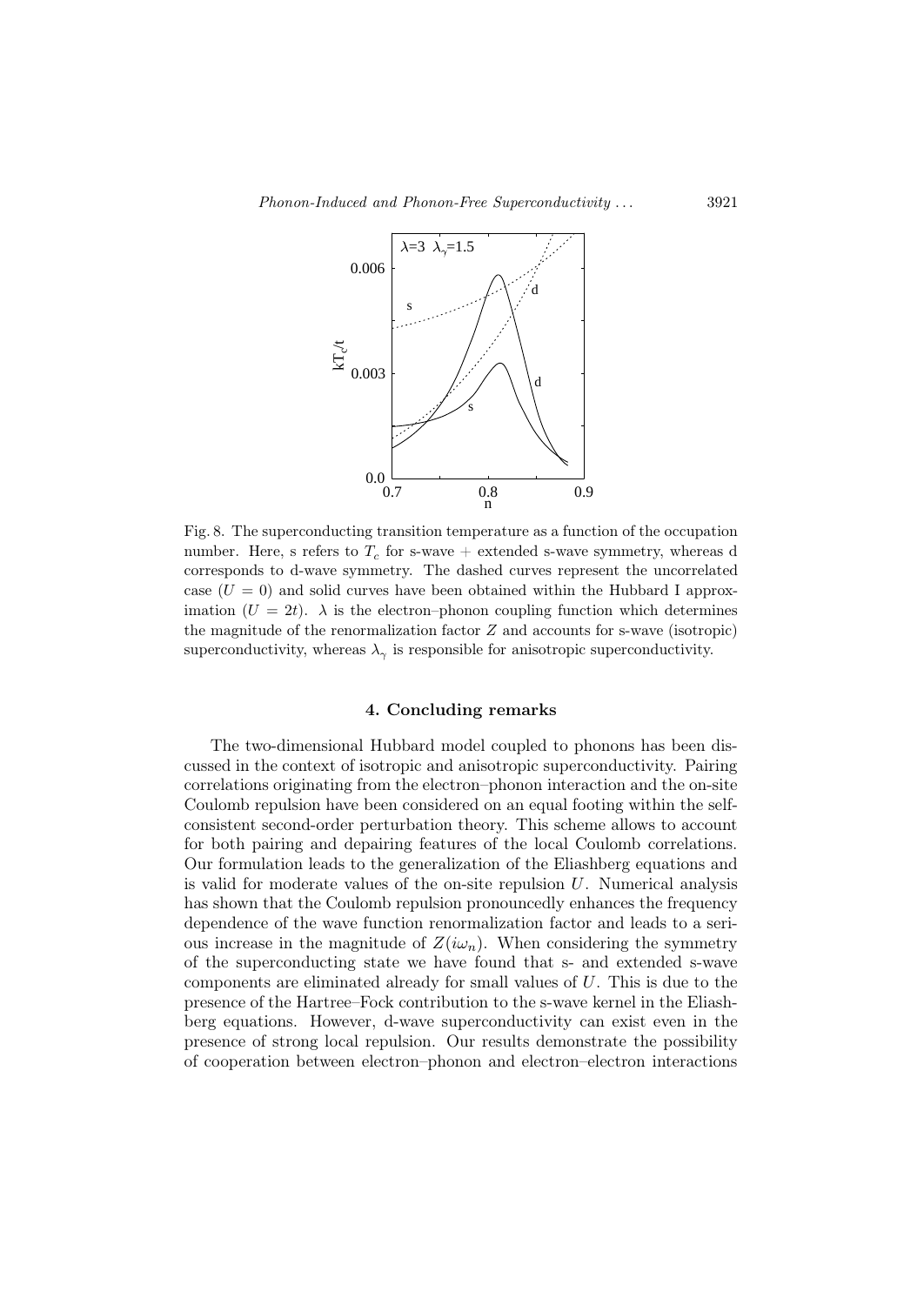Fig. 8. The superconducting transition temperature as a function of the occupation number. Here, s refers to $T_c$ for s-wave + extended s-wave symmetry, whereas d corresponds to d-wave symmetry. The dashed curves represent the uncorrelated case ($U = 0$) and solid curves have been obtained within the Hubbard I approximation ($U = 2t$). $\lambda$ is the electron–phonon coupling function which determines the magnitude of the renormalization factor $Z$ and accounts for s-wave (isotropic) superconductivity, whereas $\lambda_\gamma$ is responsible for anisotropic superconductivity.

## 4. Concluding remarks

The two-dimensional Hubbard model coupled to phonons has been discussed in the context of isotropic and anisotropic superconductivity. Pairing correlations originating from the electron–phonon interaction and the on-site Coulomb repulsion have been considered on an equal footing within the self-consistent second-order perturbation theory. This scheme allows to account for both pairing and depairing features of the local Coulomb correlations. Our formulation leads to the generalization of the Eliashberg equations and is valid for moderate values of the on-site repulsion $U$. Numerical analysis has shown that the Coulomb repulsion pronouncedly enhances the frequency dependence of the wave function renormalization factor and leads to a serious increase in the magnitude of $Z(i\omega_n)$. When considering the symmetry of the superconducting state we have found that s- and extended s-wave components are eliminated already for small values of $U$. This is due to the presence of the Hartree–Fock contribution to the s-wave kernel in the Eliashberg equations. However, d-wave superconductivity can exist even in the presence of strong local repulsion. Our results demonstrate the possibility of cooperation between electron–phonon and electron–electron interactions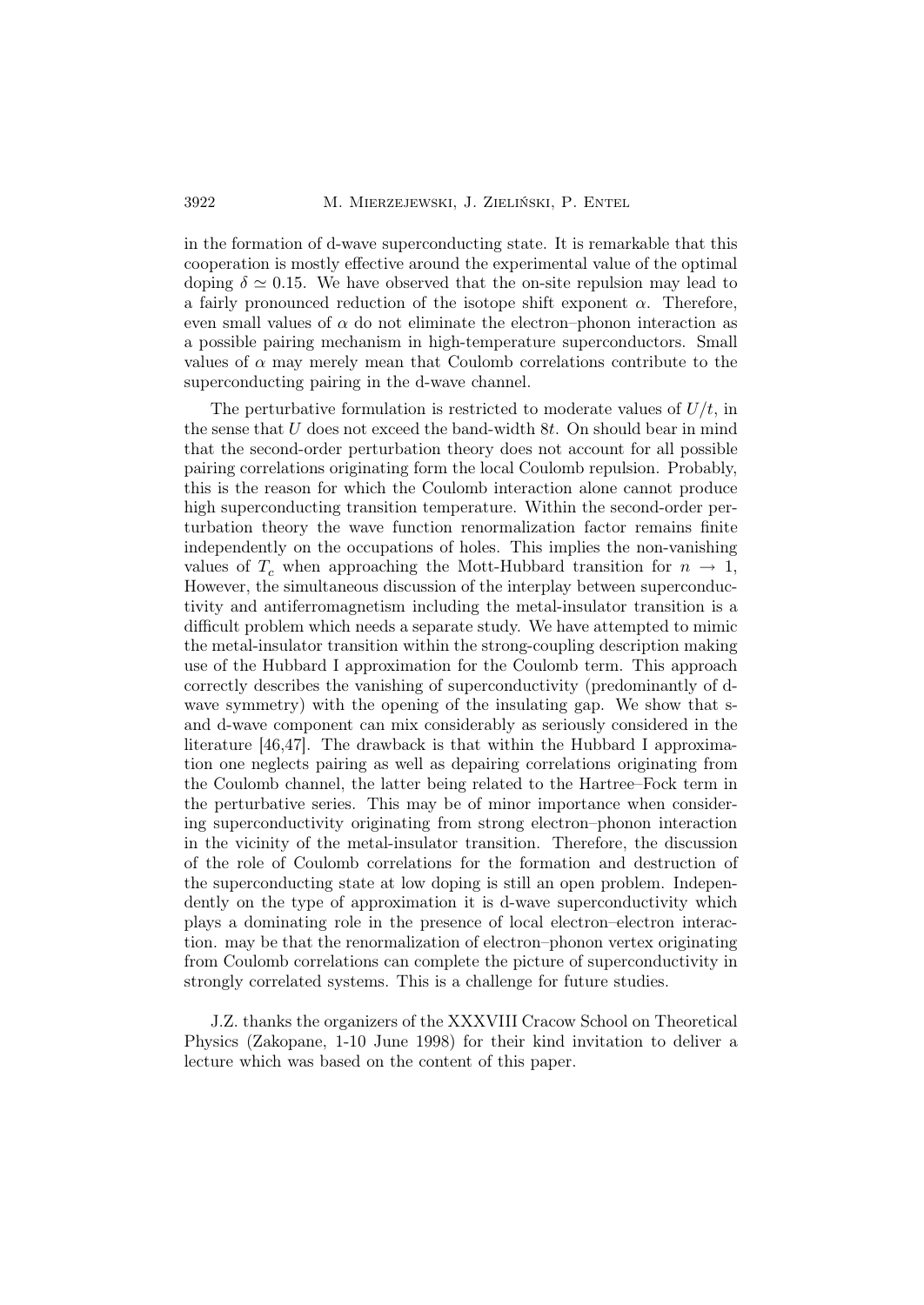in the formation of d-wave superconducting state. It is remarkable that this cooperation is mostly effective around the experimental value of the optimal doping $\delta \simeq 0.15$. We have observed that the on-site repulsion may lead to a fairly pronounced reduction of the isotope shift exponent $\alpha$. Therefore, even small values of $\alpha$ do not eliminate the electron–phonon interaction as a possible pairing mechanism in high-temperature superconductors. Small values of $\alpha$ may merely mean that Coulomb correlations contribute to the superconducting pairing in the d-wave channel.

The perturbative formulation is restricted to moderate values of $U/t$, in the sense that $U$ does not exceed the band-width $8t$. On should bear in mind that the second-order perturbation theory does not account for all possible pairing correlations originating form the local Coulomb repulsion. Probably, this is the reason for which the Coulomb interaction alone cannot produce high superconducting transition temperature. Within the second-order perturbation theory the wave function renormalization factor remains finite independently on the occupations of holes. This implies the non-vanishing values of $T_c$ when approaching the Mott-Hubbard transition for $n \rightarrow 1$, However, the simultaneous discussion of the interplay between superconductivity and antiferromagnetism including the metal-insulator transition is a difficult problem which needs a separate study. We have attempted to mimic the metal-insulator transition within the strong-coupling description making use of the Hubbard I approximation for the Coulomb term. This approach correctly describes the vanishing of superconductivity (predominantly of d-wave symmetry) with the opening of the insulating gap. We show that s- and d-wave component can mix considerably as seriously considered in the literature [46,47]. The drawback is that within the Hubbard I approximation one neglects pairing as well as depairing correlations originating from the Coulomb channel, the latter being related to the Hartree–Fock term in the perturbative series. This may be of minor importance when considering superconductivity originating from strong electron–phonon interaction in the vicinity of the metal-insulator transition. Therefore, the discussion of the role of Coulomb correlations for the formation and destruction of the superconducting state at low doping is still an open problem. Independently on the type of approximation it is d-wave superconductivity which plays a dominating role in the presence of local electron–electron interaction. may be that the renormalization of electron–phonon vertex originating from Coulomb correlations can complete the picture of superconductivity in strongly correlated systems. This is a challenge for future studies.

J.Z. thanks the organizers of the XXXVIII Cracow School on Theoretical Physics (Zakopane, 1-10 June 1998) for their kind invitation to deliver a lecture which was based on the content of this paper.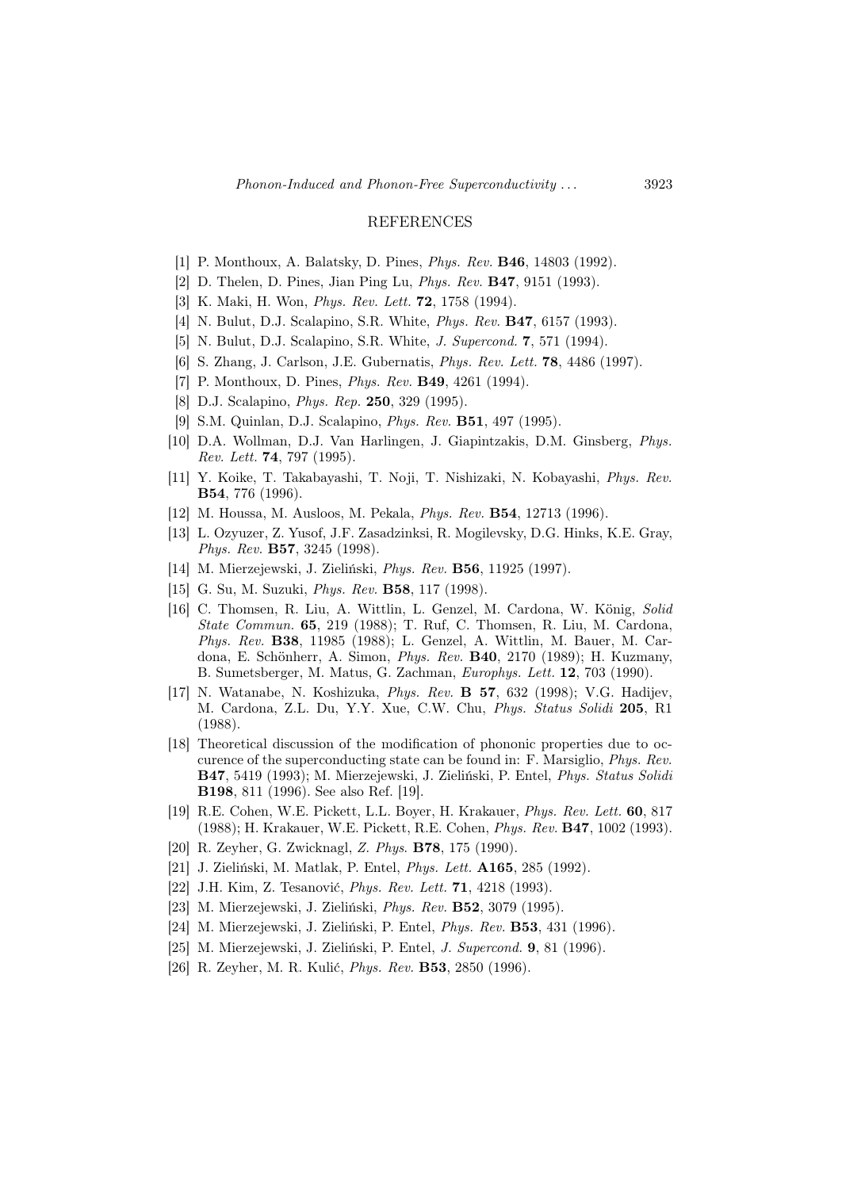## REFERENCES

[1] P. Monthoux, A. Balatsky, D. Pines, *Phys. Rev.* **B46**, 14803 (1992).

[2] D. Thelen, D. Pines, Jian Ping Lu, *Phys. Rev.* **B47**, 9151 (1993).

[3] K. Maki, H. Won, *Phys. Rev. Lett.* **72**, 1758 (1994).

[4] N. Bulut, D.J. Scalapino, S.R. White, *Phys. Rev.* **B47**, 6157 (1993).

[5] N. Bulut, D.J. Scalapino, S.R. White, *J. Supercond.* **7**, 571 (1994).

[6] S. Zhang, J. Carlson, J.E. Gubernatis, *Phys. Rev. Lett.* **78**, 4486 (1997).

[7] P. Monthoux, D. Pines, *Phys. Rev.* **B49**, 4261 (1994).

[8] D.J. Scalapino, *Phys. Rep.* **250**, 329 (1995).

[9] S.M. Quinlan, D.J. Scalapino, *Phys. Rev.* **B51**, 497 (1995).

[10] D.A. Wollman, D.J. Van Harlingen, J. Giapintzakis, D.M. Ginsberg, *Phys. Rev. Lett.* **74**, 797 (1995).

[11] Y. Koike, T. Takabayashi, T. Noji, T. Nishizaki, N. Kobayashi, *Phys. Rev.* **B54**, 776 (1996).

[12] M. Houssa, M. Ausloos, M. Pekala, *Phys. Rev.* **B54**, 12713 (1996).

[13] L. Ozyuzer, Z. Yusof, J.F. Zasadzinksi, R. Mogilevsky, D.G. Hinks, K.E. Gray, *Phys. Rev.* **B57**, 3245 (1998).

[14] M. Mierzejewski, J. Zieliński, *Phys. Rev.* **B56**, 11925 (1997).

[15] G. Su, M. Suzuki, *Phys. Rev.* **B58**, 117 (1998).

[16] C. Thomsen, R. Liu, A. Wittlin, L. Genzel, M. Cardona, W. König, *Solid State Commun.* **65**, 219 (1988); T. Ruf, C. Thomsen, R. Liu, M. Cardona, *Phys. Rev.* **B38**, 11985 (1988); L. Genzel, A. Wittlin, M. Bauer, M. Cardona, E. Schönherr, A. Simon, *Phys. Rev.* **B40**, 2170 (1989); H. Kuzmany, B. Sumetsberger, M. Matus, G. Zachman, *Europhys. Lett.* **12**, 703 (1990).

[17] N. Watanabe, N. Koshizuka, *Phys. Rev.* **B 57**, 632 (1998); V.G. Hadijev, M. Cardona, Z.L. Du, Y.Y. Xue, C.W. Chu, *Phys. Status Solidi* **205**, R1 (1988).

[18] Theoretical discussion of the modification of phononic properties due to occurence of the superconducting state can be found in: F. Marsiglio, *Phys. Rev.* **B47**, 5419 (1993); M. Mierzejewski, J. Zieliński, P. Entel, *Phys. Status Solidi* **B198**, 811 (1996). See also Ref. [19].

[19] R.E. Cohen, W.E. Pickett, L.L. Boyer, H. Krakauer, *Phys. Rev. Lett.* **60**, 817 (1988); H. Krakauer, W.E. Pickett, R.E. Cohen, *Phys. Rev.* **B47**, 1002 (1993).

[20] R. Zeyher, G. Zwicknagl, *Z. Phys.* **B78**, 175 (1990).

[21] J. Zieliński, M. Matlak, P. Entel, *Phys. Lett.* **A165**, 285 (1992).

[22] J.H. Kim, Z. Tesanović, *Phys. Rev. Lett.* **71**, 4218 (1993).

[23] M. Mierzejewski, J. Zieliński, *Phys. Rev.* **B52**, 3079 (1995).

[24] M. Mierzejewski, J. Zieliński, P. Entel, *Phys. Rev.* **B53**, 431 (1996).

[25] M. Mierzejewski, J. Zieliński, P. Entel, *J. Supercond.* **9**, 81 (1996).

[26] R. Zeyher, M. R. Kulić, *Phys. Rev.* **B53**, 2850 (1996).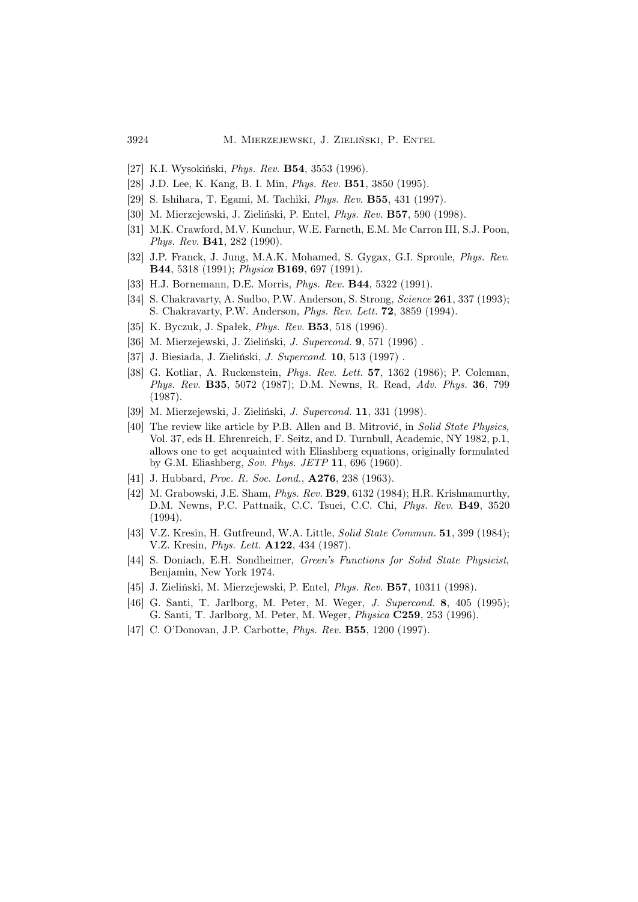[27] K.I. Wysokiński, *Phys. Rev.* **B54**, 3553 (1996).

[28] J.D. Lee, K. Kang, B. I. Min, *Phys. Rev.* **B51**, 3850 (1995).

[29] S. Ishihara, T. Egami, M. Tachiki, *Phys. Rev.* **B55**, 431 (1997).

[30] M. Mierzejewski, J. Zieliński, P. Entel, *Phys. Rev.* **B57**, 590 (1998).

[31] M.K. Crawford, M.V. Kunchur, W.E. Farneth, E.M. Mc Carron III, S.J. Poon, *Phys. Rev.* **B41**, 282 (1990).

[32] J.P. Franck, J. Jung, M.A.K. Mohamed, S. Gygax, G.I. Sproule, *Phys. Rev.* **B44**, 5318 (1991); *Physica* **B169**, 697 (1991).

[33] H.J. Bornemann, D.E. Morris, *Phys. Rev.* **B44**, 5322 (1991).

[34] S. Chakravarty, A. Sudbo, P.W. Anderson, S. Strong, *Science* **261**, 337 (1993); S. Chakravarty, P.W. Anderson, *Phys. Rev. Lett.* **72**, 3859 (1994).

[35] K. Byczuk, J. Spałek, *Phys. Rev.* **B53**, 518 (1996).

[36] M. Mierzejewski, J. Zieliński, *J. Supercond.* **9**, 571 (1996) .

[37] J. Biesiada, J. Zieliński, *J. Supercond.* **10**, 513 (1997) .

[38] G. Kotliar, A. Ruckenstein, *Phys. Rev. Lett.* **57**, 1362 (1986); P. Coleman, *Phys. Rev.* **B35**, 5072 (1987); D.M. Newns, R. Read, *Adv. Phys.* **36**, 799 (1987).

[39] M. Mierzejewski, J. Zieliński, *J. Supercond.* **11**, 331 (1998).

[40] The review like article by P.B. Allen and B. Mitrović, in *Solid State Physics*, Vol. 37, eds H. Ehrenreich, F. Seitz, and D. Turnbull, Academic, NY 1982, p.1, allows one to get acquainted with Eliashberg equations, originally formulated by G.M. Eliashberg, *Sov. Phys. JETP* **11**, 696 (1960).

[41] J. Hubbard, *Proc. R. Soc. Lond.*, **A276**, 238 (1963).

[42] M. Grabowski, J.E. Sham, *Phys. Rev.* **B29**, 6132 (1984); H.R. Krishnamurthy, D.M. Newns, P.C. Pattnaik, C.C. Tsuei, C.C. Chi, *Phys. Rev.* **B49**, 3520 (1994).

[43] V.Z. Kresin, H. Gutfreund, W.A. Little, *Solid State Commun.* **51**, 399 (1984); V.Z. Kresin, *Phys. Lett.* **A122**, 434 (1987).

[44] S. Doniach, E.H. Sondheimer, *Green's Functions for Solid State Physicist*, Benjamin, New York 1974.

[45] J. Zieliński, M. Mierzejewski, P. Entel, *Phys. Rev.* **B57**, 10311 (1998).

[46] G. Santi, T. Jarlborg, M. Peter, M. Weger, *J. Supercond.* **8**, 405 (1995); G. Santi, T. Jarlborg, M. Peter, M. Weger, *Physica* **C259**, 253 (1996).

[47] C. O'Donovan, J.P. Carbotte, *Phys. Rev.* **B55**, 1200 (1997).